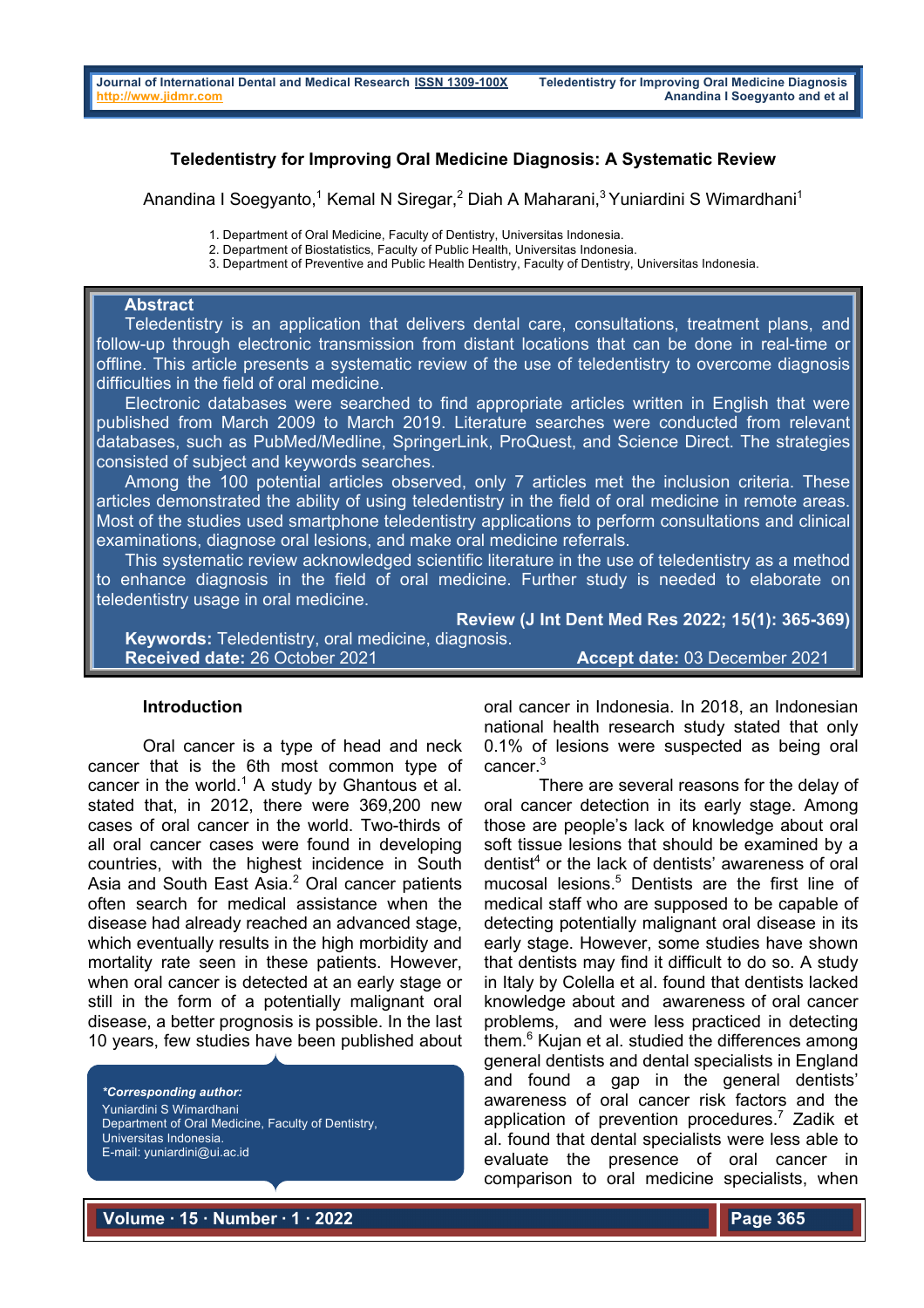# Teledentistry for Improving Oral Medicine Diagnosis: A Systematic Review

Anandina I Soegyanto,[1] Kemal N Siregar,[2] Diah A Maharani,[3] Yuniardini S Wimardhani[1]

1. Department of Oral Medicine, Faculty of Dentistry, Universitas Indonesia.
2. Department of Biostatistics, Faculty of Public Health, Universitas Indonesia.
3. Department of Preventive and Public Health Dentistry, Faculty of Dentistry, Universitas Indonesia.

## Abstract

Teledentistry is an application that delivers dental care, consultations, treatment plans, and follow-up through electronic transmission from distant locations that can be done in real-time or offline. This article presents a systematic review of the use of teledentistry to overcome diagnosis difficulties in the field of oral medicine.

Electronic databases were searched to find appropriate articles written in English that were published from March 2009 to March 2019. Literature searches were conducted from relevant databases, such as PubMed/Medline, SpringerLink, ProQuest, and Science Direct. The strategies consisted of subject and keywords searches.

Among the 100 potential articles observed, only 7 articles met the inclusion criteria. These articles demonstrated the ability of using teledentistry in the field of oral medicine in remote areas. Most of the studies used smartphone teledentistry applications to perform consultations and clinical examinations, diagnose oral lesions, and make oral medicine referrals.

This systematic review acknowledged scientific literature in the use of teledentistry as a method to enhance diagnosis in the field of oral medicine. Further study is needed to elaborate on teledentistry usage in oral medicine.

**Review (J Int Dent Med Res 2022; 15(1): 365-369)**

**Keywords:** Teledentistry, oral medicine, diagnosis.

**Received date:** 26 October 2021 **Accept date:** 03 December 2021

## Introduction

Oral cancer is a type of head and neck cancer that is the 6th most common type of cancer in the world.[1] A study by Ghantous et al. stated that, in 2012, there were 369,200 new cases of oral cancer in the world. Two-thirds of all oral cancer cases were found in developing countries, with the highest incidence in South Asia and South East Asia.[2] Oral cancer patients often search for medical assistance when the disease had already reached an advanced stage, which eventually results in the high morbidity and mortality rate seen in these patients. However, when oral cancer is detected at an early stage or still in the form of a potentially malignant oral disease, a better prognosis is possible. In the last 10 years, few studies have been published about oral cancer in Indonesia. In 2018, an Indonesian national health research study stated that only 0.1% of lesions were suspected as being oral cancer.[3]

There are several reasons for the delay of oral cancer detection in its early stage. Among those are people's lack of knowledge about oral soft tissue lesions that should be examined by a dentist[4] or the lack of dentists' awareness of oral mucosal lesions.[5] Dentists are the first line of medical staff who are supposed to be capable of detecting potentially malignant oral disease in its early stage. However, some studies have shown that dentists may find it difficult to do so. A study in Italy by Colella et al. found that dentists lacked knowledge about and awareness of oral cancer problems, and were less practiced in detecting them.[6] Kujan et al. studied the differences among general dentists and dental specialists in England and found a gap in the general dentists' awareness of oral cancer risk factors and the application of prevention procedures.[7] Zadik et al. found that dental specialists were less able to evaluate the presence of oral cancer in comparison to oral medicine specialists, when

***Corresponding author:***
Yuniardini S Wimardhani
Department of Oral Medicine, Faculty of Dentistry, Universitas Indonesia.
E-mail: yuniardini@ui.ac.id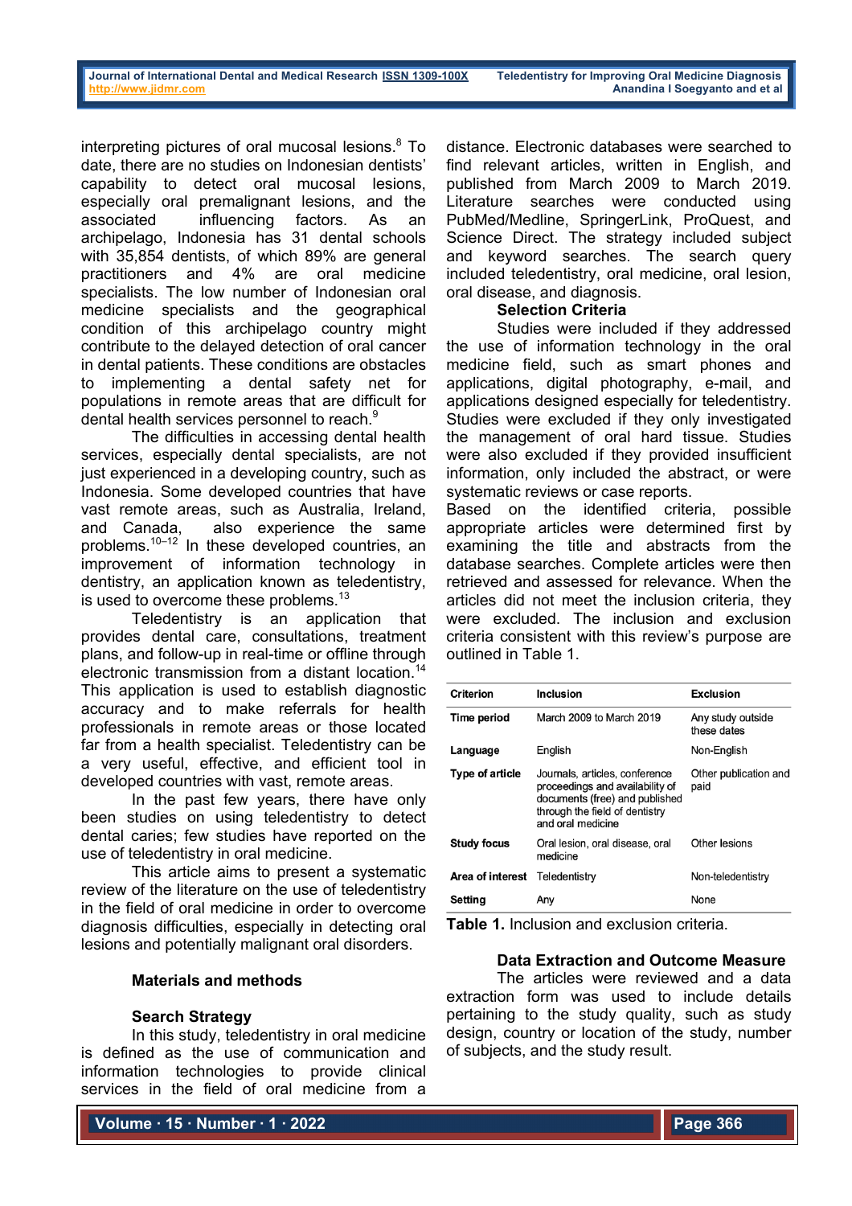interpreting pictures of oral mucosal lesions.[8] To date, there are no studies on Indonesian dentists' capability to detect oral mucosal lesions, especially oral premalignant lesions, and the associated influencing factors. As an archipelago, Indonesia has 31 dental schools with 35,854 dentists, of which 89% are general practitioners and 4% are oral medicine specialists. The low number of Indonesian oral medicine specialists and the geographical condition of this archipelago country might contribute to the delayed detection of oral cancer in dental patients. These conditions are obstacles to implementing a dental safety net for populations in remote areas that are difficult for dental health services personnel to reach.[9]

The difficulties in accessing dental health services, especially dental specialists, are not just experienced in a developing country, such as Indonesia. Some developed countries that have vast remote areas, such as Australia, Ireland, and Canada, also experience the same problems.[10–12] In these developed countries, an improvement of information technology in dentistry, an application known as teledentistry, is used to overcome these problems.[13]

Teledentistry is an application that provides dental care, consultations, treatment plans, and follow-up in real-time or offline through electronic transmission from a distant location.[14] This application is used to establish diagnostic accuracy and to make referrals for health professionals in remote areas or those located far from a health specialist. Teledentistry can be a very useful, effective, and efficient tool in developed countries with vast, remote areas.

In the past few years, there have only been studies on using teledentistry to detect dental caries; few studies have reported on the use of teledentistry in oral medicine.

This article aims to present a systematic review of the literature on the use of teledentistry in the field of oral medicine in order to overcome diagnosis difficulties, especially in detecting oral lesions and potentially malignant oral disorders.

## Materials and methods

### Search Strategy

In this study, teledentistry in oral medicine is defined as the use of communication and information technologies to provide clinical services in the field of oral medicine from a distance. Electronic databases were searched to find relevant articles, written in English, and published from March 2009 to March 2019. Literature searches were conducted using PubMed/Medline, SpringerLink, ProQuest, and Science Direct. The strategy included subject and keyword searches. The search query included teledentistry, oral medicine, oral lesion, oral disease, and diagnosis.

### Selection Criteria

Studies were included if they addressed the use of information technology in the oral medicine field, such as smart phones and applications, digital photography, e-mail, and applications designed especially for teledentistry. Studies were excluded if they only investigated the management of oral hard tissue. Studies were also excluded if they provided insufficient information, only included the abstract, or were systematic reviews or case reports.

Based on the identified criteria, possible appropriate articles were determined first by examining the title and abstracts from the database searches. Complete articles were then retrieved and assessed for relevance. When the articles did not meet the inclusion criteria, they were excluded. The inclusion and exclusion criteria consistent with this review's purpose are outlined in Table 1.

| Criterion | Inclusion | Exclusion |
|---|---|---|
| Time period | March 2009 to March 2019 | Any study outside these dates |
| Language | English | Non-English |
| Type of article | Journals, articles, conference proceedings and availability of documents (free) and published through the field of dentistry and oral medicine | Other publication and paid |
| Study focus | Oral lesion, oral disease, oral medicine | Other lesions |
| Area of interest | Teledentistry | Non-teledentistry |
| Setting | Any | None |

**Table 1.** Inclusion and exclusion criteria.

### Data Extraction and Outcome Measure

The articles were reviewed and a data extraction form was used to include details pertaining to the study quality, such as study design, country or location of the study, number of subjects, and the study result.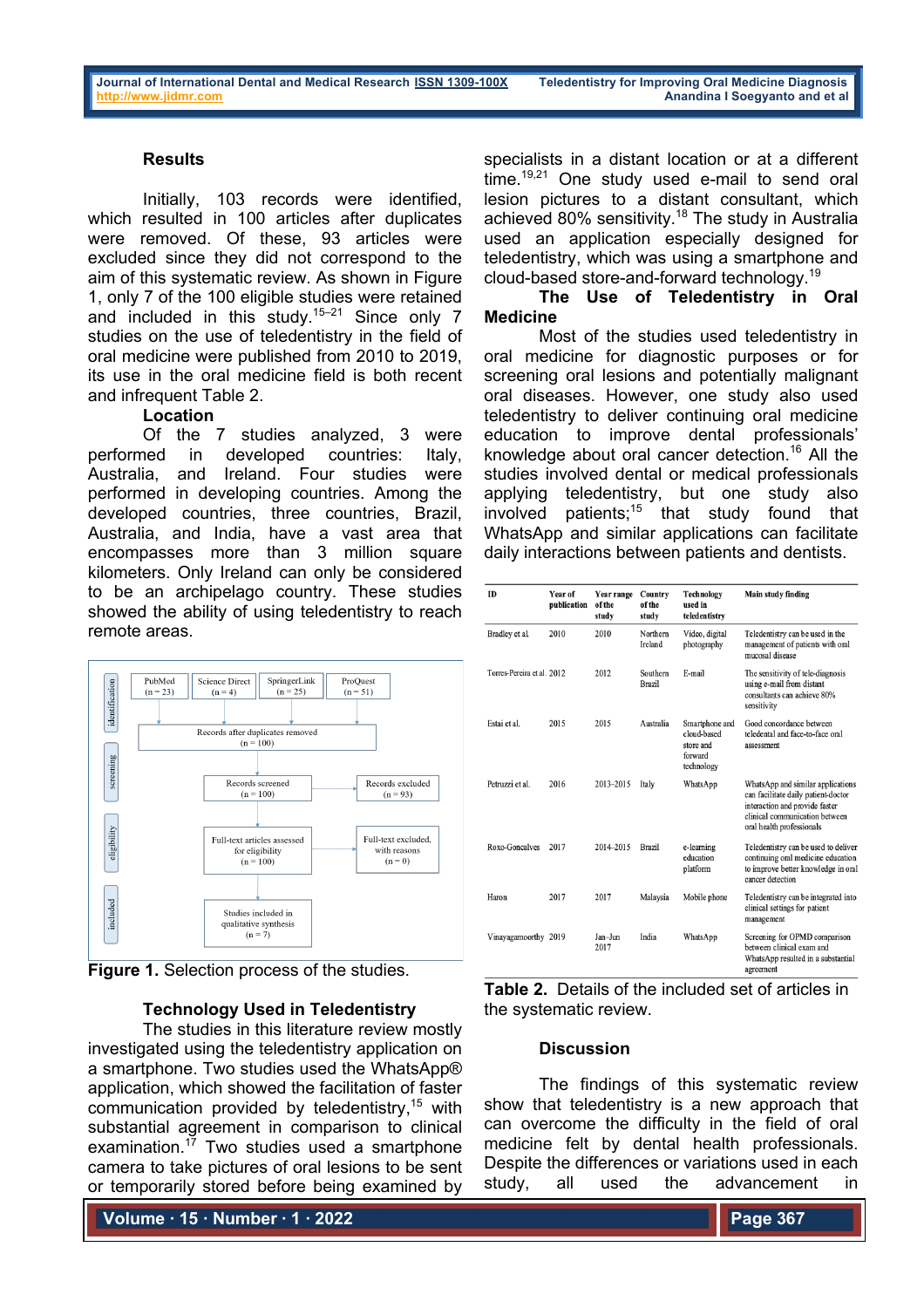## Results

Initially, 103 records were identified, which resulted in 100 articles after duplicates were removed. Of these, 93 articles were excluded since they did not correspond to the aim of this systematic review. As shown in Figure 1, only 7 of the 100 eligible studies were retained and included in this study.[15–21] Since only 7 studies on the use of teledentistry in the field of oral medicine were published from 2010 to 2019, its use in the oral medicine field is both recent and infrequent Table 2.

### Location

Of the 7 studies analyzed, 3 were performed in developed countries: Italy, Australia, and Ireland. Four studies were performed in developing countries. Among the developed countries, three countries, Brazil, Australia, and India, have a vast area that encompasses more than 3 million square kilometers. Only Ireland can only be considered to be an archipelago country. These studies showed the ability of using teledentistry to reach remote areas.

| identification | PubMed (n = 23) | Science Direct (n = 4) | SpringerLink (n = 25) | ProQuest (n = 51) |
|---|---|---|---|---|
| | Records after duplicates removed (n = 100) | | | |
| screening | Records screened (n = 100) | Records excluded (n = 93) | | |
| eligibility | Full-text articles assessed for eligibility (n = 100) | Full-text excluded, with reasons (n = 0) | | |
| included | Studies included in qualitative synthesis (n = 7) | | | |

Figure 1. Selection process of the studies.

### Technology Used in Teledentistry

The studies in this literature review mostly investigated using the teledentistry application on a smartphone. Two studies used the WhatsApp® application, which showed the facilitation of faster communication provided by teledentistry,[15] with substantial agreement in comparison to clinical examination.[17] Two studies used a smartphone camera to take pictures of oral lesions to be sent or temporarily stored before being examined by specialists in a distant location or at a different time.[19,21] One study used e-mail to send oral lesion pictures to a distant consultant, which achieved 80% sensitivity.[18] The study in Australia used an application especially designed for teledentistry, which was using a smartphone and cloud-based store-and-forward technology.[19]

### The Use of Teledentistry in Oral Medicine

Most of the studies used teledentistry in oral medicine for diagnostic purposes or for screening oral lesions and potentially malignant oral diseases. However, one study also used teledentistry to deliver continuing oral medicine education to improve dental professionals' knowledge about oral cancer detection.[16] All the studies involved dental or medical professionals applying teledentistry, but one study also involved patients;[15] that study found that WhatsApp and similar applications can facilitate daily interactions between patients and dentists.

| ID | Year of publication | Year range of the study | Country of the study | Technology used in teledentistry | Main study finding |
|---|---|---|---|---|---|
| Bradley et al. | 2010 | 2010 | Northern Ireland | Video, digital photography | Teledentistry can be used in the management of patients with oral mucosal disease |
| Torres-Pereira et al. | 2012 | 2012 | Southern Brazil | E-mail | The sensitivity of tele-diagnosis using e-mail from distant consultants can achieve 80% sensitivity |
| Estai et al. | 2015 | 2015 | Australia | Smartphone and cloud-based store and forward technology | Good concordance between teledental and face-to-face oral assessment |
| Petruzzi et al. | 2016 | 2013–2015 | Italy | WhatsApp | WhatsApp and similar applications can facilitate daily patient-doctor interaction and provide faster clinical communication between oral health professionals |
| Roxo-Goncalves | 2017 | 2014–2015 | Brazil | e-learning education platform | Teledentistry can be used to deliver continuing oral medicine education to improve better knowledge in oral cancer detection |
| Haron | 2017 | 2017 | Malaysia | Mobile phone | Teledentistry can be integrated into clinical settings for patient management |
| Vinayagamoorthy | 2019 | Jan–Jun 2017 | India | WhatsApp | Screening for OPMD comparison between clinical exam and WhatsApp resulted in a substantial agreement |

Table 2. Details of the included set of articles in the systematic review.

## Discussion

The findings of this systematic review show that teledentistry is a new approach that can overcome the difficulty in the field of oral medicine felt by dental health professionals. Despite the differences or variations used in each study, all used the advancement in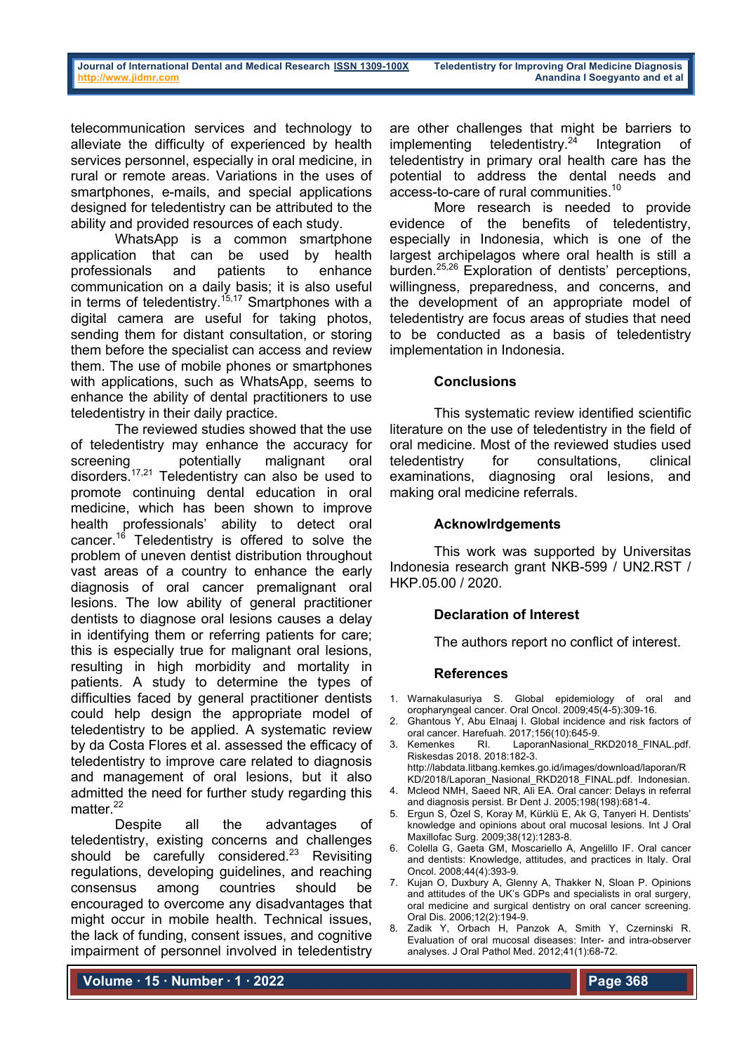telecommunication services and technology to alleviate the difficulty of experienced by health services personnel, especially in oral medicine, in rural or remote areas. Variations in the uses of smartphones, e-mails, and special applications designed for teledentistry can be attributed to the ability and provided resources of each study.

WhatsApp is a common smartphone application that can be used by health professionals and patients to enhance communication on a daily basis; it is also useful in terms of teledentistry.[15,17] Smartphones with a digital camera are useful for taking photos, sending them for distant consultation, or storing them before the specialist can access and review them. The use of mobile phones or smartphones with applications, such as WhatsApp, seems to enhance the ability of dental practitioners to use teledentistry in their daily practice.

The reviewed studies showed that the use of teledentistry may enhance the accuracy for screening potentially malignant oral disorders.[17,21] Teledentistry can also be used to promote continuing dental education in oral medicine, which has been shown to improve health professionals' ability to detect oral cancer.[16] Teledentistry is offered to solve the problem of uneven dentist distribution throughout vast areas of a country to enhance the early diagnosis of oral cancer premalignant oral lesions. The low ability of general practitioner dentists to diagnose oral lesions causes a delay in identifying them or referring patients for care; this is especially true for malignant oral lesions, resulting in high morbidity and mortality in patients. A study to determine the types of difficulties faced by general practitioner dentists could help design the appropriate model of teledentistry to be applied. A systematic review by da Costa Flores et al. assessed the efficacy of teledentistry to improve care related to diagnosis and management of oral lesions, but it also admitted the need for further study regarding this matter.[22]

Despite all the advantages of teledentistry, existing concerns and challenges should be carefully considered.[23] Revisiting regulations, developing guidelines, and reaching consensus among countries should be encouraged to overcome any disadvantages that might occur in mobile health. Technical issues, the lack of funding, consent issues, and cognitive impairment of personnel involved in teledentistry are other challenges that might be barriers to implementing teledentistry.[24] Integration of teledentistry in primary oral health care has the potential to address the dental needs and access-to-care of rural communities.[10]

More research is needed to provide evidence of the benefits of teledentistry, especially in Indonesia, which is one of the largest archipelagos where oral health is still a burden.[25,26] Exploration of dentists' perceptions, willingness, preparedness, and concerns, and the development of an appropriate model of teledentistry are focus areas of studies that need to be conducted as a basis of teledentistry implementation in Indonesia.

## Conclusions

This systematic review identified scientific literature on the use of teledentistry in the field of oral medicine. Most of the reviewed studies used teledentistry for consultations, clinical examinations, diagnosing oral lesions, and making oral medicine referrals.

## Acknowlrdgements

This work was supported by Universitas Indonesia research grant NKB-599 / UN2.RST / HKP.05.00 / 2020.

## Declaration of Interest

The authors report no conflict of interest.

## References

1. Warnakulasuriya S. Global epidemiology of oral and oropharyngeal cancer. Oral Oncol. 2009;45(4-5):309-16.
2. Ghantous Y, Abu Elnaaj I. Global incidence and risk factors of oral cancer. Harefuah. 2017;156(10):645-9.
3. Kemenkes RI. LaporanNasional_RKD2018_FINAL.pdf. Riskesdas 2018. 2018:182-3. http://labdata.litbang.kemkes.go.id/images/download/laporan/RKD/2018/Laporan_Nasional_RKD2018_FINAL.pdf. Indonesian.
4. Mcleod NMH, Saeed NR, Ali EA. Oral cancer: Delays in referral and diagnosis persist. Br Dent J. 2005;198(198):681-4.
5. Ergun S, Özel S, Koray M, Kürklü E, Ak G, Tanyeri H. Dentists' knowledge and opinions about oral mucosal lesions. Int J Oral Maxillofac Surg. 2009;38(12):1283-8.
6. Colella G, Gaeta GM, Moscariello A, Angelillo IF. Oral cancer and dentists: Knowledge, attitudes, and practices in Italy. Oral Oncol. 2008;44(4):393-9.
7. Kujan O, Duxbury A, Glenny A, Thakker N, Sloan P. Opinions and attitudes of the UK's GDPs and specialists in oral surgery, oral medicine and surgical dentistry on oral cancer screening. Oral Dis. 2006;12(2):194-9.
8. Zadik Y, Orbach H, Panzok A, Smith Y, Czerninski R. Evaluation of oral mucosal diseases: Inter- and intra-observer analyses. J Oral Pathol Med. 2012;41(1):68-72.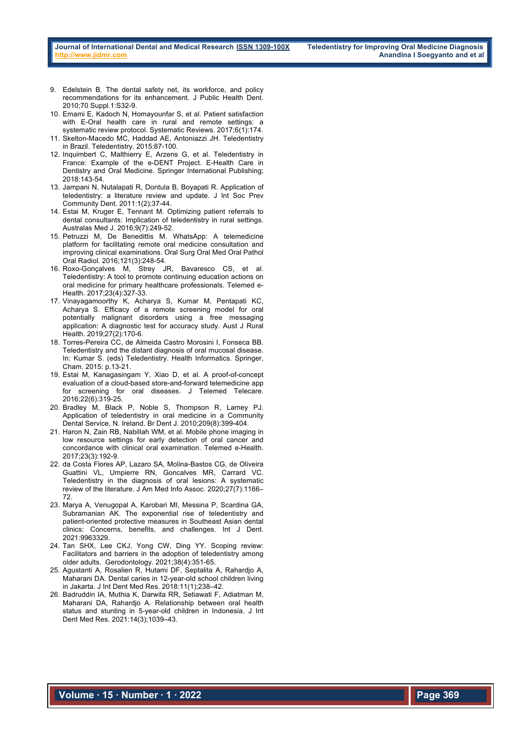9. Edelstein B. The dental safety net, its workforce, and policy recommendations for its enhancement. J Public Health Dent. 2010;70 Suppl.1:S32-9.
10. Emami E, Kadoch N, Homayounfar S, et al. Patient satisfaction with E-Oral health care in rural and remote settings: a systematic review protocol. Systematic Reviews. 2017;6(1):174.
11. Skelton-Macedo MC, Haddad AE, Antoniazzi JH. Teledentistry in Brazil. Teledentistry. 2015:87-100.
12. Inquimbert C, Malthierry E, Arzens G, et al. Teledentistry in France: Example of the e-DENT Project. E-Health Care in Dentistry and Oral Medicine. Springer International Publishing; 2018:143-54.
13. Jampani N, Nutalapati R, Dontula B, Boyapati R. Application of teledentistry: a literature review and update. J Int Soc Prev Community Dent. 2011:1(2);37-44.
14. Estai M, Kruger E, Tennant M. Optimizing patient referrals to dental consultants: Implication of teledentistry in rural settings. Australas Med J. 2016;9(7):249-52.
15. Petruzzi M, De Benedittis M. WhatsApp: A telemedicine platform for facilitating remote oral medicine consultation and improving clinical examinations. Oral Surg Oral Med Oral Pathol Oral Radiol. 2016;121(3):248-54.
16. Roxo-Gonçalves M, Strey JR, Bavaresco CS, et al. Teledentistry: A tool to promote continuing education actions on oral medicine for primary healthcare professionals. Telemed e-Health. 2017;23(4):327-33.
17. Vinayagamoorthy K, Acharya S, Kumar M, Pentapati KC, Acharya S. Efficacy of a remote screening model for oral potentially malignant disorders using a free messaging application: A diagnostic test for accuracy study. Aust J Rural Health. 2019;27(2):170-6.
18. Torres-Pereira CC, de Almeida Castro Morosini I, Fonseca BB. Teledentistry and the distant diagnosis of oral mucosal disease. In: Kumar S. (eds) Teledentistry. Health Informatics. Springer, Cham. 2015: p.13-21.
19. Estai M, Kanagasingam Y, Xiao D, et al. A proof-of-concept evaluation of a cloud-based store-and-forward telemedicine app for screening for oral diseases. J Telemed Telecare. 2016;22(6):319-25.
20. Bradley M, Black P, Noble S, Thompson R, Lamey PJ. Application of teledentistry in oral medicine in a Community Dental Service, N. Ireland. Br Dent J. 2010;209(8):399-404.
21. Haron N, Zain RB, Nabillah WM, et al. Mobile phone imaging in low resource settings for early detection of oral cancer and concordance with clinical oral examination. Telemed e-Health. 2017;23(3):192-9.
22. da Costa Flores AP, Lazaro SA, Molina-Bastos CG, de Oliveira Guattini VL, Umpierre RN, Goncalves MR, Carrard VC. Teledentistry in the diagnosis of oral lesions: A systematic review of the literature. J Am Med Info Assoc. 2020;27(7):1166–72.
23. Marya A, Venugopal A, Karobari MI, Messina P, Scardina GA, Subramanian AK. The exponential rise of teledentistry and patient-oriented protective measures in Southeast Asian dental clinics: Concerns, benefits, and challenges. Int J Dent. 2021:9963329.
24. Tan SHX, Lee CKJ, Yong CW, Ding YY. Scoping review: Facilitators and barriers in the adoption of teledentistry among older adults. Gerodontology. 2021;38(4):351-65.
25. Agustanti A, Rosalien R, Hutami DF, Septalita A, Rahardjo A, Maharani DA. Dental caries in 12-year-old school children living in Jakarta. J Int Dent Med Res. 2018:11(1);238–42.
26. Badruddin IA, Muthia K, Darwita RR, Setiawati F, Adiatman M, Maharani DA, Rahardjo A. Relationship between oral health status and stunting in 5-year-old children in Indonesia. J Int Dent Med Res. 2021:14(3);1039–43.